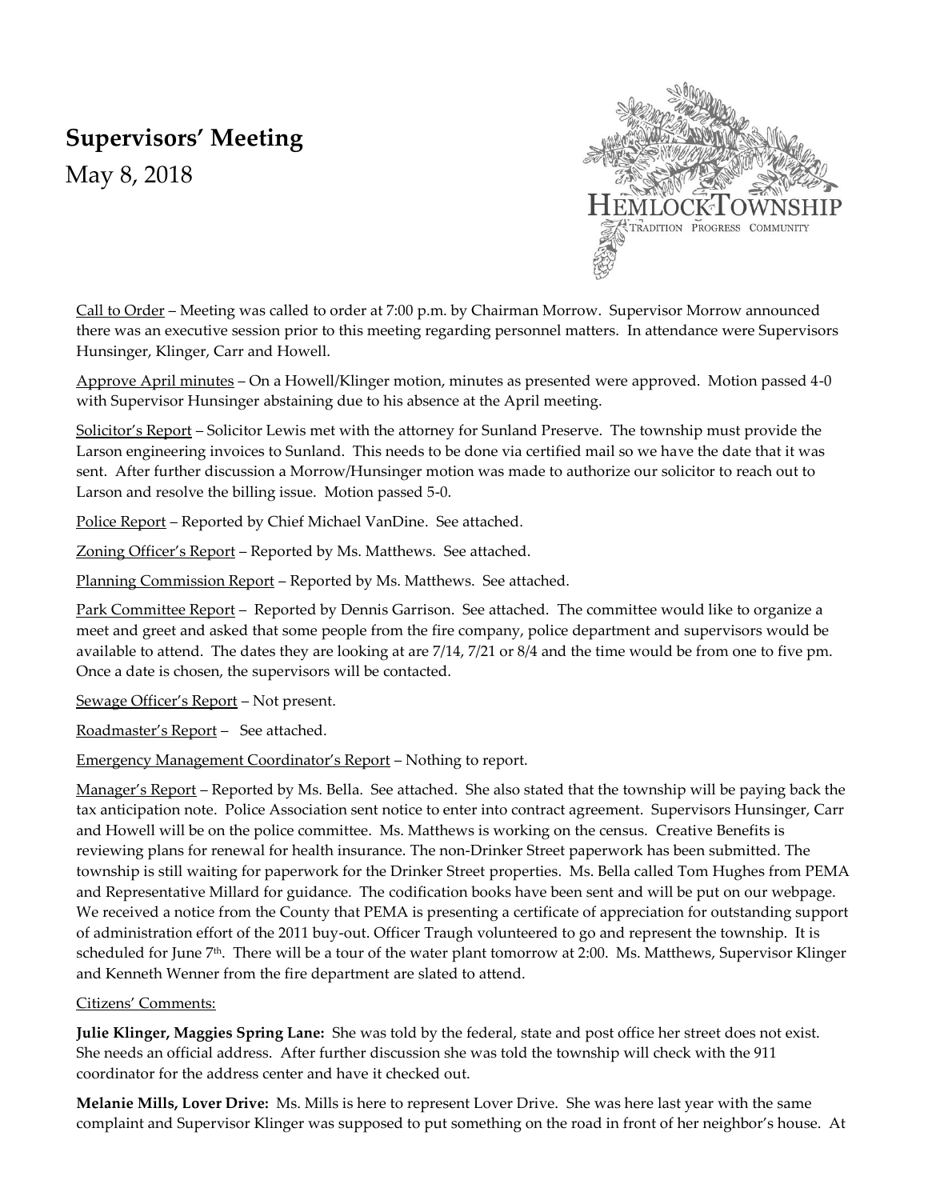# Supervisors' Meeting

May 8, 2018

HEMLOCK TOWNSHIP
TRADITION PROGRESS COMMUNITY

Call to Order – Meeting was called to order at 7:00 p.m. by Chairman Morrow. Supervisor Morrow announced there was an executive session prior to this meeting regarding personnel matters. In attendance were Supervisors Hunsinger, Klinger, Carr and Howell.

Approve April minutes – On a Howell/Klinger motion, minutes as presented were approved. Motion passed 4-0 with Supervisor Hunsinger abstaining due to his absence at the April meeting.

Solicitor's Report – Solicitor Lewis met with the attorney for Sunland Preserve. The township must provide the Larson engineering invoices to Sunland. This needs to be done via certified mail so we have the date that it was sent. After further discussion a Morrow/Hunsinger motion was made to authorize our solicitor to reach out to Larson and resolve the billing issue. Motion passed 5-0.

Police Report – Reported by Chief Michael VanDine. See attached.

Zoning Officer's Report – Reported by Ms. Matthews. See attached.

Planning Commission Report – Reported by Ms. Matthews. See attached.

Park Committee Report – Reported by Dennis Garrison. See attached. The committee would like to organize a meet and greet and asked that some people from the fire company, police department and supervisors would be available to attend. The dates they are looking at are 7/14, 7/21 or 8/4 and the time would be from one to five pm. Once a date is chosen, the supervisors will be contacted.

Sewage Officer's Report – Not present.

Roadmaster's Report – See attached.

Emergency Management Coordinator's Report – Nothing to report.

Manager's Report – Reported by Ms. Bella. See attached. She also stated that the township will be paying back the tax anticipation note. Police Association sent notice to enter into contract agreement. Supervisors Hunsinger, Carr and Howell will be on the police committee. Ms. Matthews is working on the census. Creative Benefits is reviewing plans for renewal for health insurance. The non-Drinker Street paperwork has been submitted. The township is still waiting for paperwork for the Drinker Street properties. Ms. Bella called Tom Hughes from PEMA and Representative Millard for guidance. The codification books have been sent and will be put on our webpage. We received a notice from the County that PEMA is presenting a certificate of appreciation for outstanding support of administration effort of the 2011 buy-out. Officer Traugh volunteered to go and represent the township. It is scheduled for June 7th. There will be a tour of the water plant tomorrow at 2:00. Ms. Matthews, Supervisor Klinger and Kenneth Wenner from the fire department are slated to attend.

Citizens' Comments:

**Julie Klinger, Maggies Spring Lane:** She was told by the federal, state and post office her street does not exist. She needs an official address. After further discussion she was told the township will check with the 911 coordinator for the address center and have it checked out.

**Melanie Mills, Lover Drive:** Ms. Mills is here to represent Lover Drive. She was here last year with the same complaint and Supervisor Klinger was supposed to put something on the road in front of her neighbor's house. At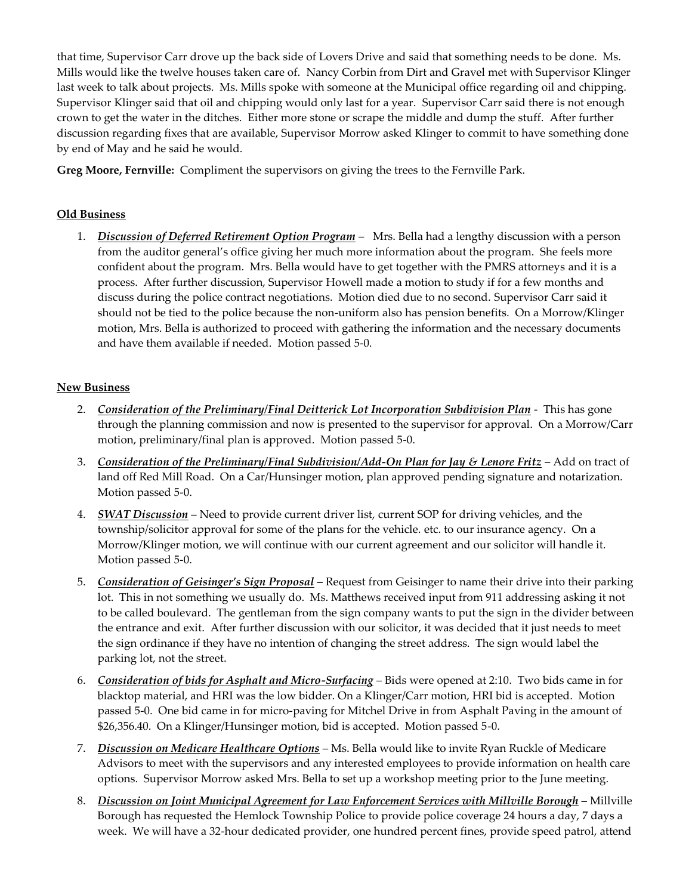that time, Supervisor Carr drove up the back side of Lovers Drive and said that something needs to be done. Ms. Mills would like the twelve houses taken care of. Nancy Corbin from Dirt and Gravel met with Supervisor Klinger last week to talk about projects. Ms. Mills spoke with someone at the Municipal office regarding oil and chipping. Supervisor Klinger said that oil and chipping would only last for a year. Supervisor Carr said there is not enough crown to get the water in the ditches. Either more stone or scrape the middle and dump the stuff. After further discussion regarding fixes that are available, Supervisor Morrow asked Klinger to commit to have something done by end of May and he said he would.

**Greg Moore, Fernville:** Compliment the supervisors on giving the trees to the Fernville Park.

**Old Business**

1. ***Discussion of Deferred Retirement Option Program*** – Mrs. Bella had a lengthy discussion with a person from the auditor general's office giving her much more information about the program. She feels more confident about the program. Mrs. Bella would have to get together with the PMRS attorneys and it is a process. After further discussion, Supervisor Howell made a motion to study if for a few months and discuss during the police contract negotiations. Motion died due to no second. Supervisor Carr said it should not be tied to the police because the non-uniform also has pension benefits. On a Morrow/Klinger motion, Mrs. Bella is authorized to proceed with gathering the information and the necessary documents and have them available if needed. Motion passed 5-0.

**New Business**

2. ***Consideration of the Preliminary/Final Deitterick Lot Incorporation Subdivision Plan*** - This has gone through the planning commission and now is presented to the supervisor for approval. On a Morrow/Carr motion, preliminary/final plan is approved. Motion passed 5-0.
3. ***Consideration of the Preliminary/Final Subdivision/Add-On Plan for Jay & Lenore Fritz*** – Add on tract of land off Red Mill Road. On a Car/Hunsinger motion, plan approved pending signature and notarization. Motion passed 5-0.
4. ***SWAT Discussion*** – Need to provide current driver list, current SOP for driving vehicles, and the township/solicitor approval for some of the plans for the vehicle. etc. to our insurance agency. On a Morrow/Klinger motion, we will continue with our current agreement and our solicitor will handle it. Motion passed 5-0.
5. ***Consideration of Geisinger's Sign Proposal*** – Request from Geisinger to name their drive into their parking lot. This in not something we usually do. Ms. Matthews received input from 911 addressing asking it not to be called boulevard. The gentleman from the sign company wants to put the sign in the divider between the entrance and exit. After further discussion with our solicitor, it was decided that it just needs to meet the sign ordinance if they have no intention of changing the street address. The sign would label the parking lot, not the street.
6. ***Consideration of bids for Asphalt and Micro-Surfacing*** – Bids were opened at 2:10. Two bids came in for blacktop material, and HRI was the low bidder. On a Klinger/Carr motion, HRI bid is accepted. Motion passed 5-0. One bid came in for micro-paving for Mitchel Drive in from Asphalt Paving in the amount of $26,356.40. On a Klinger/Hunsinger motion, bid is accepted. Motion passed 5-0.
7. ***Discussion on Medicare Healthcare Options*** – Ms. Bella would like to invite Ryan Ruckle of Medicare Advisors to meet with the supervisors and any interested employees to provide information on health care options. Supervisor Morrow asked Mrs. Bella to set up a workshop meeting prior to the June meeting.
8. ***Discussion on Joint Municipal Agreement for Law Enforcement Services with Millville Borough*** – Millville Borough has requested the Hemlock Township Police to provide police coverage 24 hours a day, 7 days a week. We will have a 32-hour dedicated provider, one hundred percent fines, provide speed patrol, attend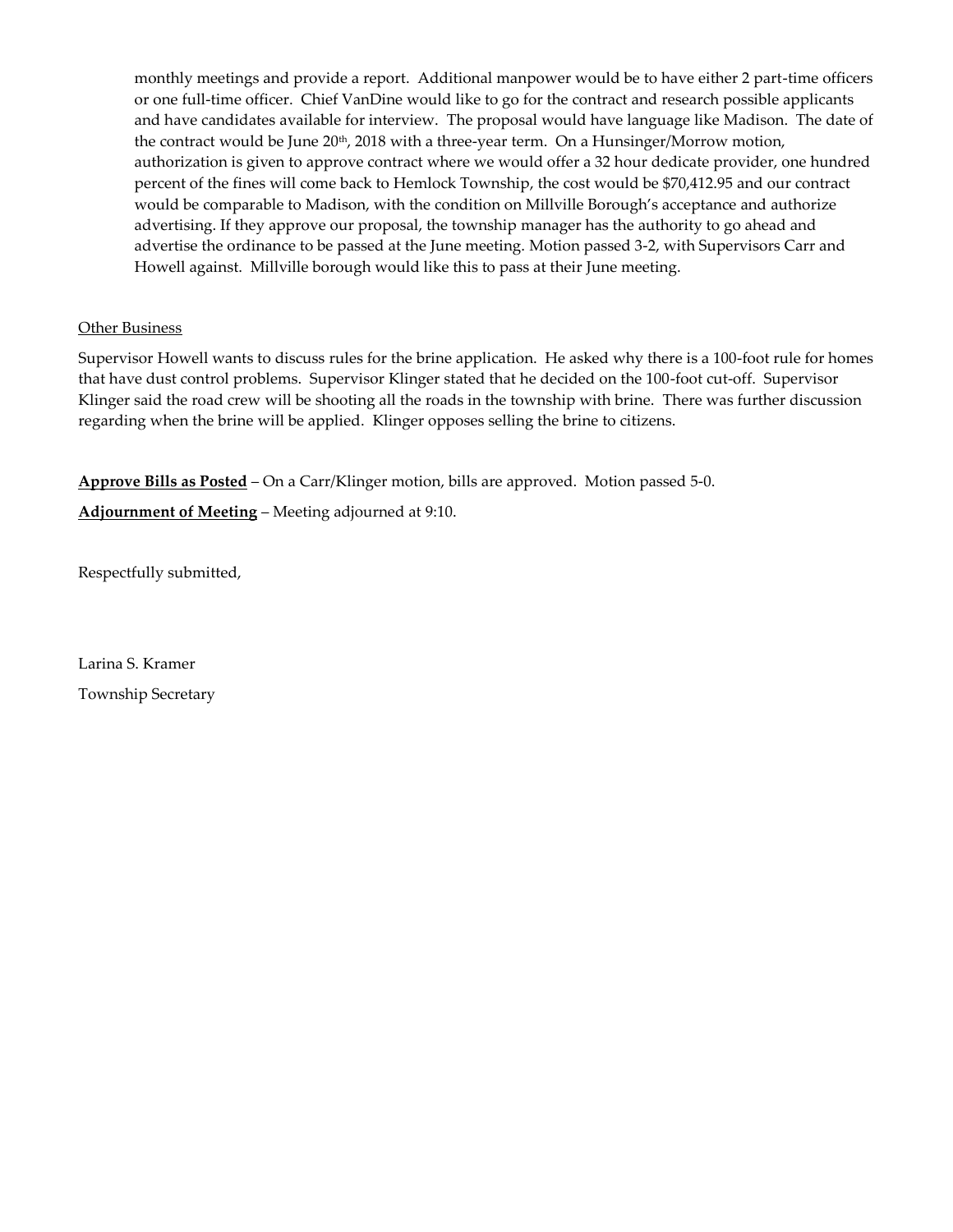monthly meetings and provide a report. Additional manpower would be to have either 2 part-time officers or one full-time officer. Chief VanDine would like to go for the contract and research possible applicants and have candidates available for interview. The proposal would have language like Madison. The date of the contract would be June 20th, 2018 with a three-year term. On a Hunsinger/Morrow motion, authorization is given to approve contract where we would offer a 32 hour dedicate provider, one hundred percent of the fines will come back to Hemlock Township, the cost would be $70,412.95 and our contract would be comparable to Madison, with the condition on Millville Borough's acceptance and authorize advertising. If they approve our proposal, the township manager has the authority to go ahead and advertise the ordinance to be passed at the June meeting. Motion passed 3-2, with Supervisors Carr and Howell against. Millville borough would like this to pass at their June meeting.

Other Business

Supervisor Howell wants to discuss rules for the brine application. He asked why there is a 100-foot rule for homes that have dust control problems. Supervisor Klinger stated that he decided on the 100-foot cut-off. Supervisor Klinger said the road crew will be shooting all the roads in the township with brine. There was further discussion regarding when the brine will be applied. Klinger opposes selling the brine to citizens.

**Approve Bills as Posted** – On a Carr/Klinger motion, bills are approved. Motion passed 5-0.

**Adjournment of Meeting** – Meeting adjourned at 9:10.

Respectfully submitted,

Larina S. Kramer

Township Secretary